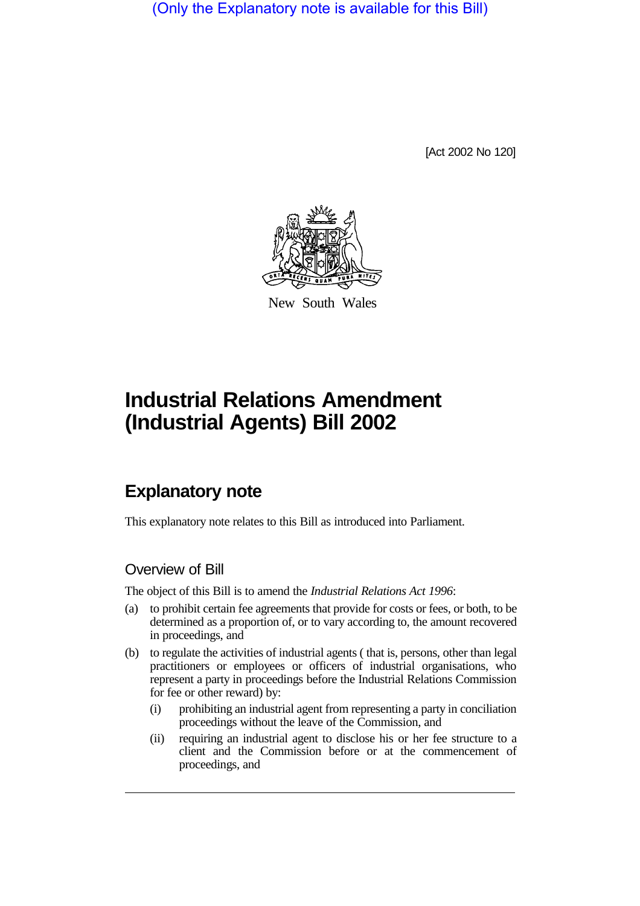(Only the Explanatory note is available for this Bill)

[Act 2002 No 120]

New South Wales

# Industrial Relations Amendment (Industrial Agents) Bill 2002

## Explanatory note

This explanatory note relates to this Bill as introduced into Parliament.

### Overview of Bill

The object of this Bill is to amend the *Industrial Relations Act 1996*:

(a) to prohibit certain fee agreements that provide for costs or fees, or both, to be determined as a proportion of, or to vary according to, the amount recovered in proceedings, and

(b) to regulate the activities of industrial agents ( that is, persons, other than legal practitioners or employees or officers of industrial organisations, who represent a party in proceedings before the Industrial Relations Commission for fee or other reward) by:

   (i) prohibiting an industrial agent from representing a party in conciliation proceedings without the leave of the Commission, and

   (ii) requiring an industrial agent to disclose his or her fee structure to a client and the Commission before or at the commencement of proceedings, and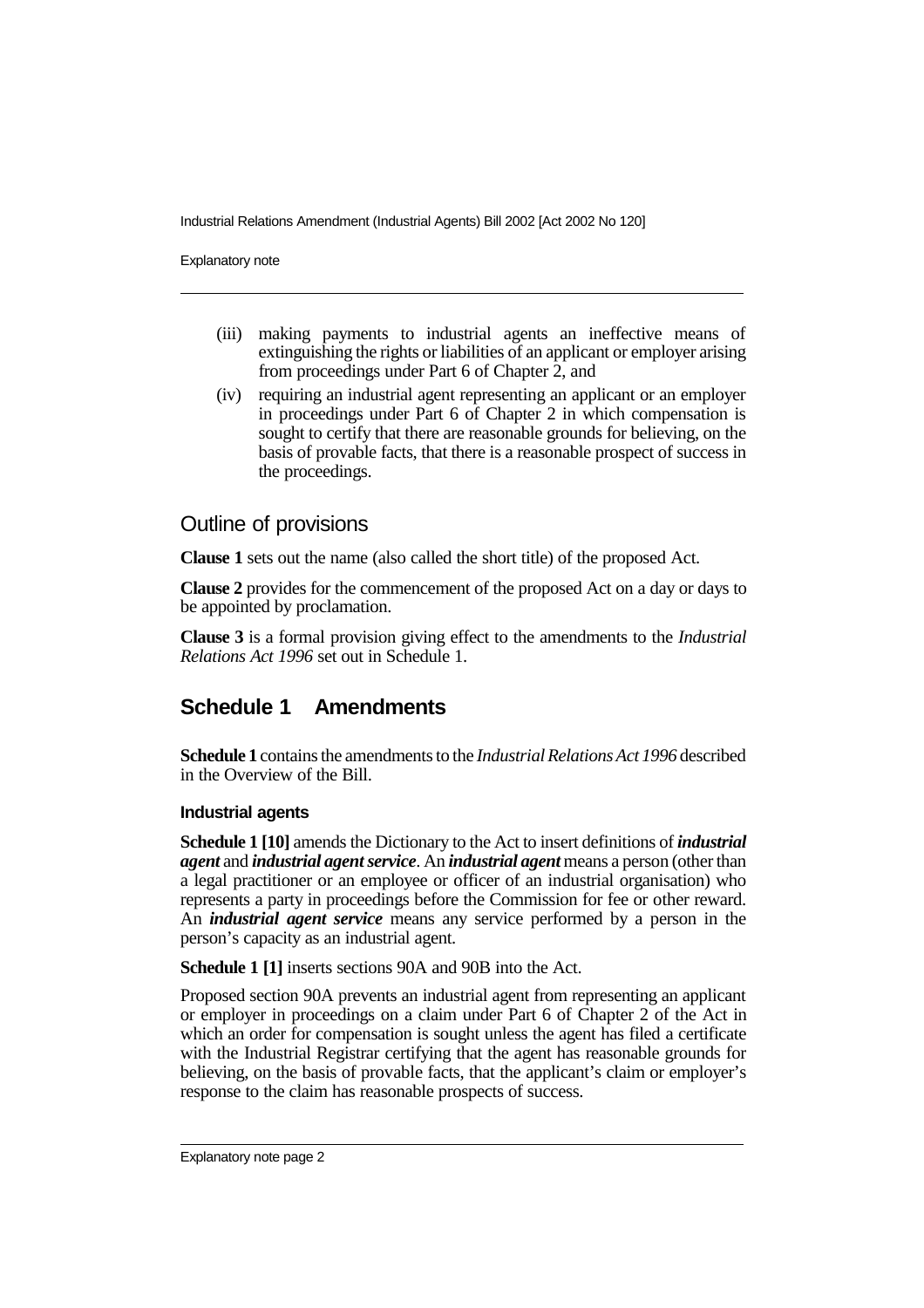(iii) making payments to industrial agents an ineffective means of extinguishing the rights or liabilities of an applicant or employer arising from proceedings under Part 6 of Chapter 2, and

(iv) requiring an industrial agent representing an applicant or an employer in proceedings under Part 6 of Chapter 2 in which compensation is sought to certify that there are reasonable grounds for believing, on the basis of provable facts, that there is a reasonable prospect of success in the proceedings.

## Outline of provisions

**Clause 1** sets out the name (also called the short title) of the proposed Act.

**Clause 2** provides for the commencement of the proposed Act on a day or days to be appointed by proclamation.

**Clause 3** is a formal provision giving effect to the amendments to the *Industrial Relations Act 1996* set out in Schedule 1.

## Schedule 1 Amendments

**Schedule 1** contains the amendments to the *Industrial Relations Act 1996* described in the Overview of the Bill.

### Industrial agents

**Schedule 1 [10]** amends the Dictionary to the Act to insert definitions of ***industrial agent*** and ***industrial agent service***. An ***industrial agent*** means a person (other than a legal practitioner or an employee or officer of an industrial organisation) who represents a party in proceedings before the Commission for fee or other reward. An ***industrial agent service*** means any service performed by a person in the person's capacity as an industrial agent.

**Schedule 1 [1]** inserts sections 90A and 90B into the Act.

Proposed section 90A prevents an industrial agent from representing an applicant or employer in proceedings on a claim under Part 6 of Chapter 2 of the Act in which an order for compensation is sought unless the agent has filed a certificate with the Industrial Registrar certifying that the agent has reasonable grounds for believing, on the basis of provable facts, that the applicant's claim or employer's response to the claim has reasonable prospects of success.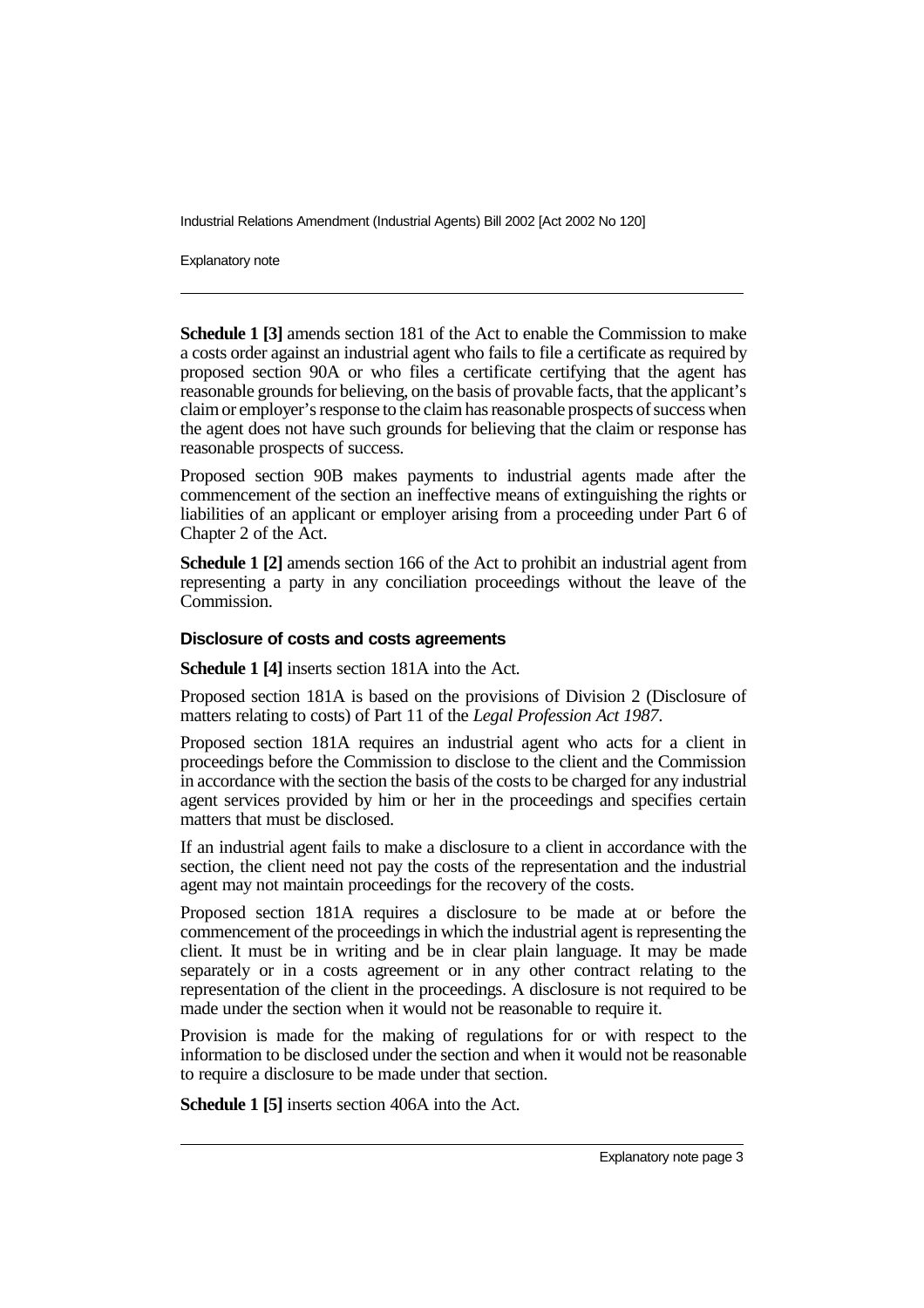**Schedule 1 [3]** amends section 181 of the Act to enable the Commission to make a costs order against an industrial agent who fails to file a certificate as required by proposed section 90A or who files a certificate certifying that the agent has reasonable grounds for believing, on the basis of provable facts, that the applicant's claim or employer's response to the claim has reasonable prospects of success when the agent does not have such grounds for believing that the claim or response has reasonable prospects of success.

Proposed section 90B makes payments to industrial agents made after the commencement of the section an ineffective means of extinguishing the rights or liabilities of an applicant or employer arising from a proceeding under Part 6 of Chapter 2 of the Act.

**Schedule 1 [2]** amends section 166 of the Act to prohibit an industrial agent from representing a party in any conciliation proceedings without the leave of the Commission.

#### Disclosure of costs and costs agreements

**Schedule 1 [4]** inserts section 181A into the Act.

Proposed section 181A is based on the provisions of Division 2 (Disclosure of matters relating to costs) of Part 11 of the *Legal Profession Act 1987*.

Proposed section 181A requires an industrial agent who acts for a client in proceedings before the Commission to disclose to the client and the Commission in accordance with the section the basis of the costs to be charged for any industrial agent services provided by him or her in the proceedings and specifies certain matters that must be disclosed.

If an industrial agent fails to make a disclosure to a client in accordance with the section, the client need not pay the costs of the representation and the industrial agent may not maintain proceedings for the recovery of the costs.

Proposed section 181A requires a disclosure to be made at or before the commencement of the proceedings in which the industrial agent is representing the client. It must be in writing and be in clear plain language. It may be made separately or in a costs agreement or in any other contract relating to the representation of the client in the proceedings. A disclosure is not required to be made under the section when it would not be reasonable to require it.

Provision is made for the making of regulations for or with respect to the information to be disclosed under the section and when it would not be reasonable to require a disclosure to be made under that section.

**Schedule 1 [5]** inserts section 406A into the Act.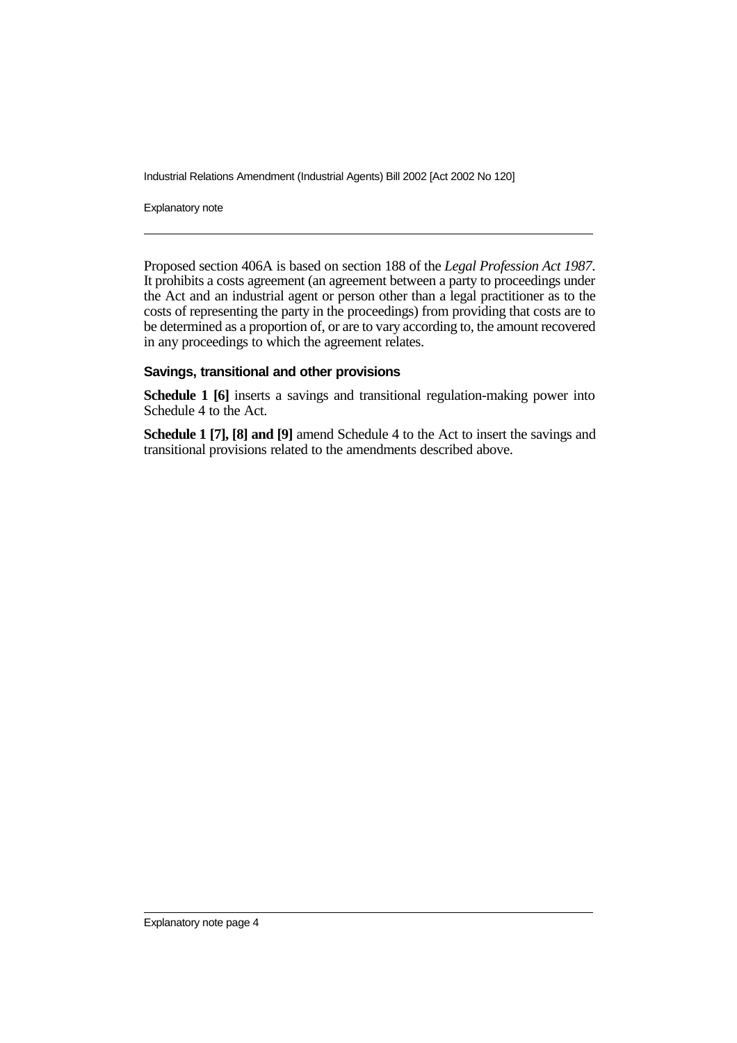Proposed section 406A is based on section 188 of the *Legal Profession Act 1987*. It prohibits a costs agreement (an agreement between a party to proceedings under the Act and an industrial agent or person other than a legal practitioner as to the costs of representing the party in the proceedings) from providing that costs are to be determined as a proportion of, or are to vary according to, the amount recovered in any proceedings to which the agreement relates.

### Savings, transitional and other provisions

**Schedule 1 [6]** inserts a savings and transitional regulation-making power into Schedule 4 to the Act.

**Schedule 1 [7], [8] and [9]** amend Schedule 4 to the Act to insert the savings and transitional provisions related to the amendments described above.